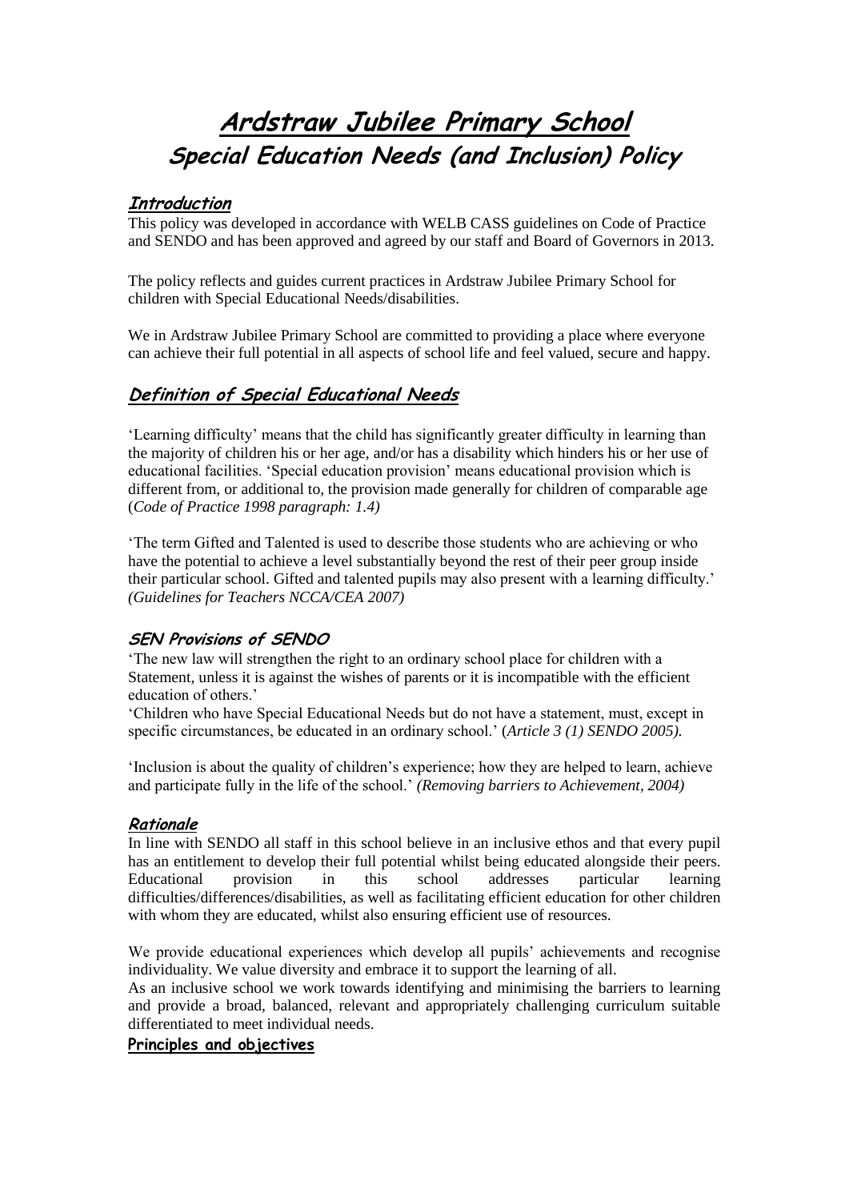# Ardstraw Jubilee Primary School

## Special Education Needs (and Inclusion) Policy

### Introduction

This policy was developed in accordance with WELB CASS guidelines on Code of Practice and SENDO and has been approved and agreed by our staff and Board of Governors in 2013.

The policy reflects and guides current practices in Ardstraw Jubilee Primary School for children with Special Educational Needs/disabilities.

We in Ardstraw Jubilee Primary School are committed to providing a place where everyone can achieve their full potential in all aspects of school life and feel valued, secure and happy.

### Definition of Special Educational Needs

'Learning difficulty' means that the child has significantly greater difficulty in learning than the majority of children his or her age, and/or has a disability which hinders his or her use of educational facilities. 'Special education provision' means educational provision which is different from, or additional to, the provision made generally for children of comparable age (*Code of Practice 1998 paragraph: 1.4)*

'The term Gifted and Talented is used to describe those students who are achieving or who have the potential to achieve a level substantially beyond the rest of their peer group inside their particular school. Gifted and talented pupils may also present with a learning difficulty.' *(Guidelines for Teachers NCCA/CEA 2007)*

#### SEN Provisions of SENDO

'The new law will strengthen the right to an ordinary school place for children with a Statement, unless it is against the wishes of parents or it is incompatible with the efficient education of others.'

'Children who have Special Educational Needs but do not have a statement, must, except in specific circumstances, be educated in an ordinary school.' (*Article 3 (1) SENDO 2005).*

'Inclusion is about the quality of children's experience; how they are helped to learn, achieve and participate fully in the life of the school.' *(Removing barriers to Achievement, 2004)*

#### Rationale

In line with SENDO all staff in this school believe in an inclusive ethos and that every pupil has an entitlement to develop their full potential whilst being educated alongside their peers. Educational provision in this school addresses particular learning difficulties/differences/disabilities, as well as facilitating efficient education for other children with whom they are educated, whilst also ensuring efficient use of resources.

We provide educational experiences which develop all pupils' achievements and recognise individuality. We value diversity and embrace it to support the learning of all.

As an inclusive school we work towards identifying and minimising the barriers to learning and provide a broad, balanced, relevant and appropriately challenging curriculum suitable differentiated to meet individual needs.

**Principles and objectives**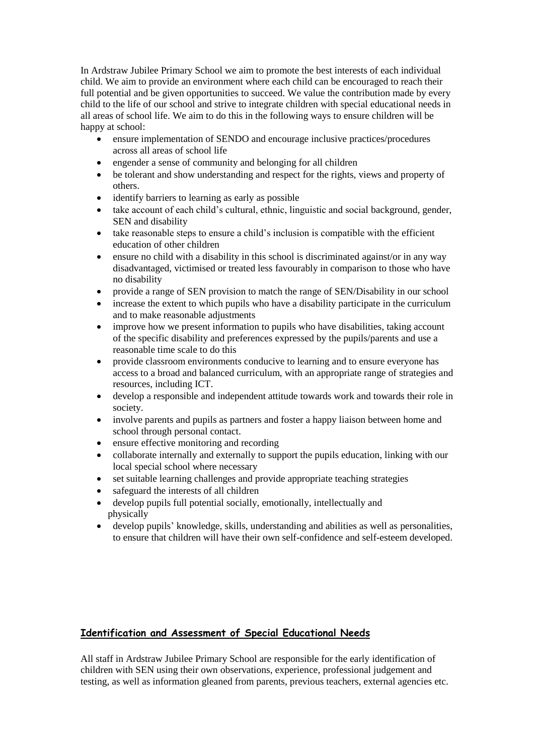In Ardstraw Jubilee Primary School we aim to promote the best interests of each individual child. We aim to provide an environment where each child can be encouraged to reach their full potential and be given opportunities to succeed. We value the contribution made by every child to the life of our school and strive to integrate children with special educational needs in all areas of school life. We aim to do this in the following ways to ensure children will be happy at school:

- ensure implementation of SENDO and encourage inclusive practices/procedures across all areas of school life
- engender a sense of community and belonging for all children
- be tolerant and show understanding and respect for the rights, views and property of others.
- identify barriers to learning as early as possible
- take account of each child's cultural, ethnic, linguistic and social background, gender, SEN and disability
- take reasonable steps to ensure a child's inclusion is compatible with the efficient education of other children
- ensure no child with a disability in this school is discriminated against/or in any way disadvantaged, victimised or treated less favourably in comparison to those who have no disability
- provide a range of SEN provision to match the range of SEN/Disability in our school
- increase the extent to which pupils who have a disability participate in the curriculum and to make reasonable adjustments
- improve how we present information to pupils who have disabilities, taking account of the specific disability and preferences expressed by the pupils/parents and use a reasonable time scale to do this
- provide classroom environments conducive to learning and to ensure everyone has access to a broad and balanced curriculum, with an appropriate range of strategies and resources, including ICT.
- develop a responsible and independent attitude towards work and towards their role in society.
- involve parents and pupils as partners and foster a happy liaison between home and school through personal contact.
- ensure effective monitoring and recording
- collaborate internally and externally to support the pupils education, linking with our local special school where necessary
- set suitable learning challenges and provide appropriate teaching strategies
- safeguard the interests of all children
- develop pupils full potential socially, emotionally, intellectually and physically
- develop pupils' knowledge, skills, understanding and abilities as well as personalities, to ensure that children will have their own self-confidence and self-esteem developed.

## Identification and Assessment of Special Educational Needs

All staff in Ardstraw Jubilee Primary School are responsible for the early identification of children with SEN using their own observations, experience, professional judgement and testing, as well as information gleaned from parents, previous teachers, external agencies etc.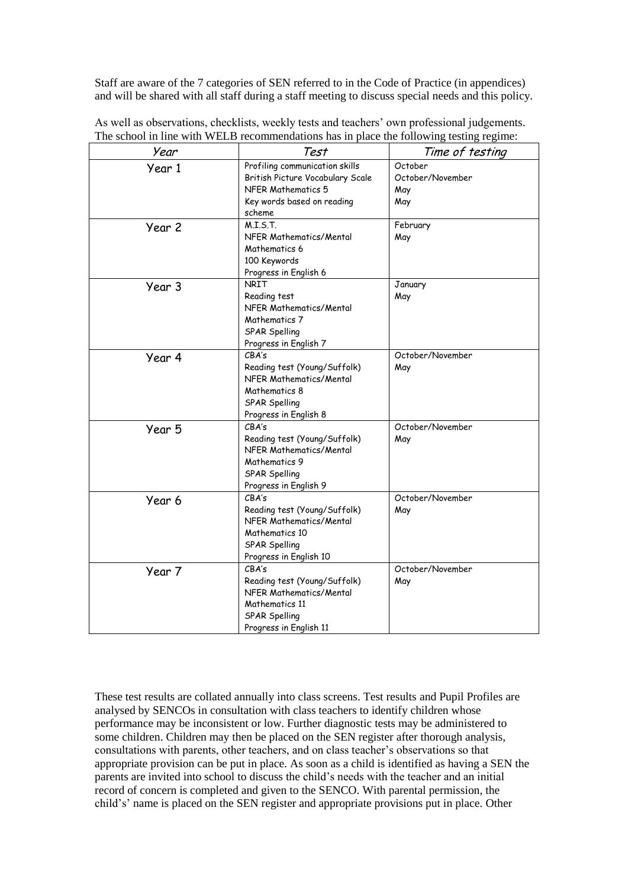Staff are aware of the 7 categories of SEN referred to in the Code of Practice (in appendices) and will be shared with all staff during a staff meeting to discuss special needs and this policy.

As well as observations, checklists, weekly tests and teachers' own professional judgements. The school in line with WELB recommendations has in place the following testing regime:

| Year | Test | Time of testing |
|---|---|---|
| Year 1 | Profiling communication skills<br>British Picture Vocabulary Scale<br>NFER Mathematics 5<br>Key words based on reading scheme | October<br>October/November<br>May<br>May |
| Year 2 | M.I.S.T.<br>NFER Mathematics/Mental Mathematics 6<br>100 Keywords<br>Progress in English 6 | February<br>May |
| Year 3 | NRIT<br>Reading test<br>NFER Mathematics/Mental Mathematics 7<br>SPAR Spelling<br>Progress in English 7 | January<br>May |
| Year 4 | CBA's<br>Reading test (Young/Suffolk)<br>NFER Mathematics/Mental Mathematics 8<br>SPAR Spelling<br>Progress in English 8 | October/November<br>May |
| Year 5 | CBA's<br>Reading test (Young/Suffolk)<br>NFER Mathematics/Mental Mathematics 9<br>SPAR Spelling<br>Progress in English 9 | October/November<br>May |
| Year 6 | CBA's<br>Reading test (Young/Suffolk)<br>NFER Mathematics/Mental Mathematics 10<br>SPAR Spelling<br>Progress in English 10 | October/November<br>May |
| Year 7 | CBA's<br>Reading test (Young/Suffolk)<br>NFER Mathematics/Mental Mathematics 11<br>SPAR Spelling<br>Progress in English 11 | October/November<br>May |

These test results are collated annually into class screens. Test results and Pupil Profiles are analysed by SENCOs in consultation with class teachers to identify children whose performance may be inconsistent or low. Further diagnostic tests may be administered to some children. Children may then be placed on the SEN register after thorough analysis, consultations with parents, other teachers, and on class teacher's observations so that appropriate provision can be put in place. As soon as a child is identified as having a SEN the parents are invited into school to discuss the child's needs with the teacher and an initial record of concern is completed and given to the SENCO. With parental permission, the child's' name is placed on the SEN register and appropriate provisions put in place. Other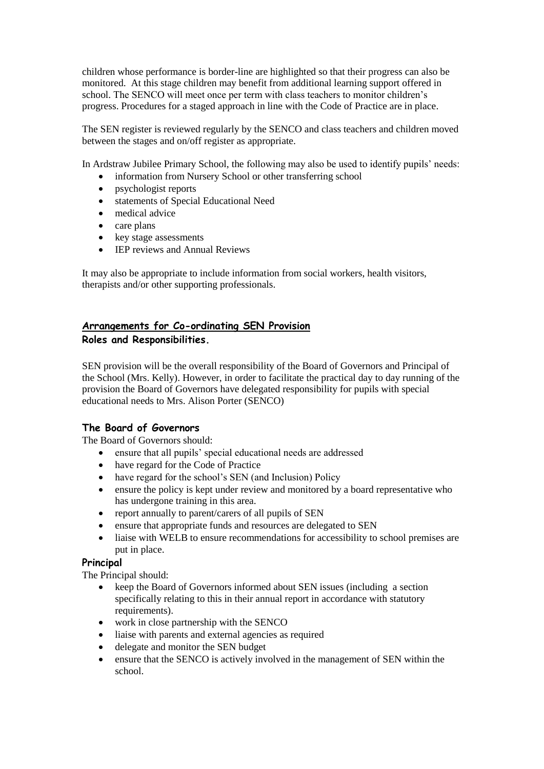children whose performance is border-line are highlighted so that their progress can also be monitored. At this stage children may benefit from additional learning support offered in school. The SENCO will meet once per term with class teachers to monitor children's progress. Procedures for a staged approach in line with the Code of Practice are in place.

The SEN register is reviewed regularly by the SENCO and class teachers and children moved between the stages and on/off register as appropriate.

In Ardstraw Jubilee Primary School, the following may also be used to identify pupils' needs:

- information from Nursery School or other transferring school
- psychologist reports
- statements of Special Educational Need
- medical advice
- care plans
- key stage assessments
- IEP reviews and Annual Reviews

It may also be appropriate to include information from social workers, health visitors, therapists and/or other supporting professionals.

## Arrangements for Co-ordinating SEN Provision

### Roles and Responsibilities.

SEN provision will be the overall responsibility of the Board of Governors and Principal of the School (Mrs. Kelly). However, in order to facilitate the practical day to day running of the provision the Board of Governors have delegated responsibility for pupils with special educational needs to Mrs. Alison Porter (SENCO)

### The Board of Governors

The Board of Governors should:

- ensure that all pupils' special educational needs are addressed
- have regard for the Code of Practice
- have regard for the school's SEN (and Inclusion) Policy
- ensure the policy is kept under review and monitored by a board representative who has undergone training in this area.
- report annually to parent/carers of all pupils of SEN
- ensure that appropriate funds and resources are delegated to SEN
- liaise with WELB to ensure recommendations for accessibility to school premises are put in place.

### Principal

The Principal should:

- keep the Board of Governors informed about SEN issues (including a section specifically relating to this in their annual report in accordance with statutory requirements).
- work in close partnership with the SENCO
- liaise with parents and external agencies as required
- delegate and monitor the SEN budget
- ensure that the SENCO is actively involved in the management of SEN within the school.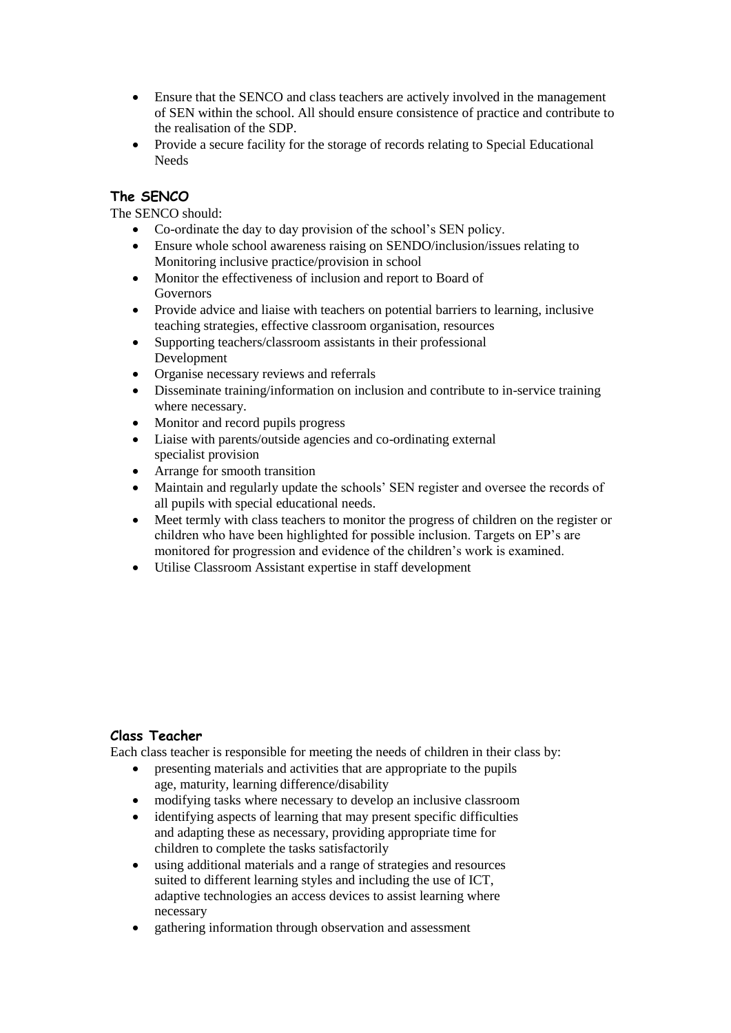- Ensure that the SENCO and class teachers are actively involved in the management of SEN within the school. All should ensure consistence of practice and contribute to the realisation of the SDP.
- Provide a secure facility for the storage of records relating to Special Educational Needs

### The SENCO

The SENCO should:

- Co-ordinate the day to day provision of the school's SEN policy.
- Ensure whole school awareness raising on SENDO/inclusion/issues relating to Monitoring inclusive practice/provision in school
- Monitor the effectiveness of inclusion and report to Board of Governors
- Provide advice and liaise with teachers on potential barriers to learning, inclusive teaching strategies, effective classroom organisation, resources
- Supporting teachers/classroom assistants in their professional Development
- Organise necessary reviews and referrals
- Disseminate training/information on inclusion and contribute to in-service training where necessary.
- Monitor and record pupils progress
- Liaise with parents/outside agencies and co-ordinating external specialist provision
- Arrange for smooth transition
- Maintain and regularly update the schools' SEN register and oversee the records of all pupils with special educational needs.
- Meet termly with class teachers to monitor the progress of children on the register or children who have been highlighted for possible inclusion. Targets on EP's are monitored for progression and evidence of the children's work is examined.
- Utilise Classroom Assistant expertise in staff development

### Class Teacher

Each class teacher is responsible for meeting the needs of children in their class by:

- presenting materials and activities that are appropriate to the pupils age, maturity, learning difference/disability
- modifying tasks where necessary to develop an inclusive classroom
- identifying aspects of learning that may present specific difficulties and adapting these as necessary, providing appropriate time for children to complete the tasks satisfactorily
- using additional materials and a range of strategies and resources suited to different learning styles and including the use of ICT, adaptive technologies an access devices to assist learning where necessary
- gathering information through observation and assessment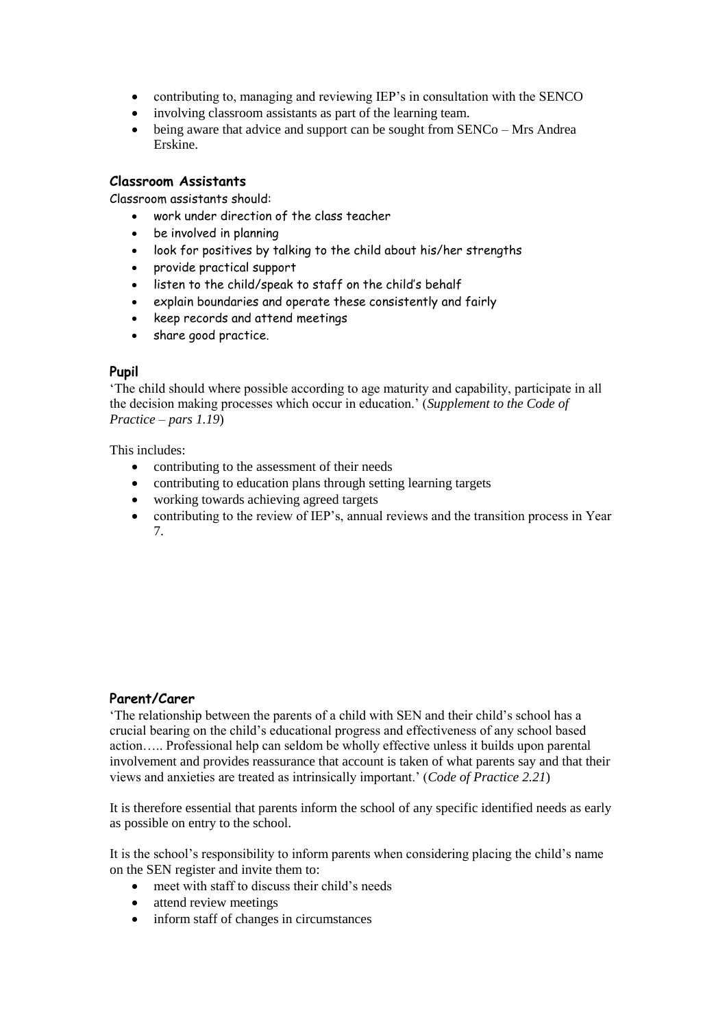- contributing to, managing and reviewing IEP's in consultation with the SENCO
- involving classroom assistants as part of the learning team.
- being aware that advice and support can be sought from SENCo – Mrs Andrea Erskine.

### Classroom Assistants

Classroom assistants should:

- work under direction of the class teacher
- be involved in planning
- look for positives by talking to the child about his/her strengths
- provide practical support
- listen to the child/speak to staff on the child's behalf
- explain boundaries and operate these consistently and fairly
- keep records and attend meetings
- share good practice.

### Pupil

'The child should where possible according to age maturity and capability, participate in all the decision making processes which occur in education.' (*Supplement to the Code of Practice – pars 1.19*)

This includes:

- contributing to the assessment of their needs
- contributing to education plans through setting learning targets
- working towards achieving agreed targets
- contributing to the review of IEP's, annual reviews and the transition process in Year 7.

### Parent/Carer

'The relationship between the parents of a child with SEN and their child's school has a crucial bearing on the child's educational progress and effectiveness of any school based action….. Professional help can seldom be wholly effective unless it builds upon parental involvement and provides reassurance that account is taken of what parents say and that their views and anxieties are treated as intrinsically important.' (*Code of Practice 2.21*)

It is therefore essential that parents inform the school of any specific identified needs as early as possible on entry to the school.

It is the school's responsibility to inform parents when considering placing the child's name on the SEN register and invite them to:

- meet with staff to discuss their child's needs
- attend review meetings
- inform staff of changes in circumstances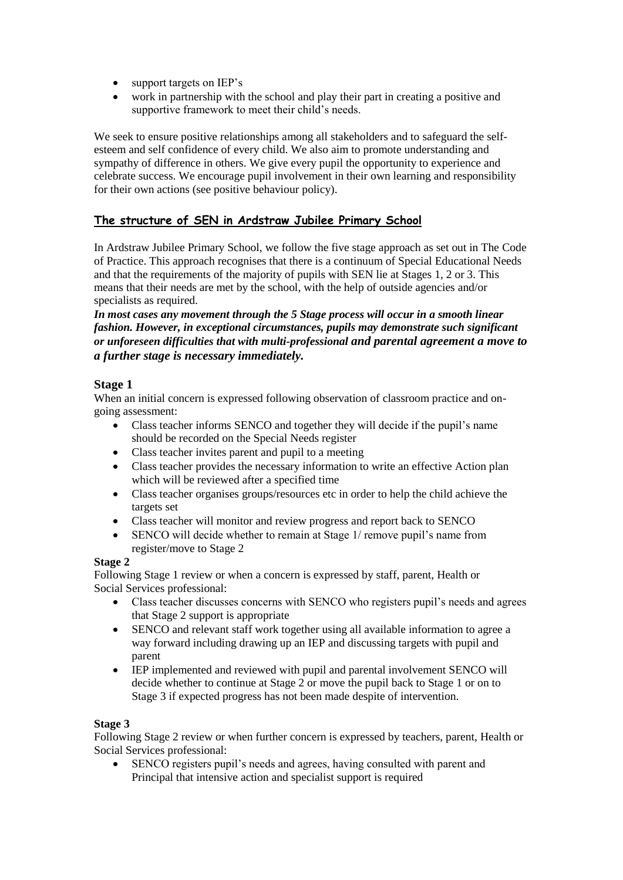- support targets on IEP's
- work in partnership with the school and play their part in creating a positive and supportive framework to meet their child's needs.

We seek to ensure positive relationships among all stakeholders and to safeguard the self-esteem and self confidence of every child. We also aim to promote understanding and sympathy of difference in others. We give every pupil the opportunity to experience and celebrate success. We encourage pupil involvement in their own learning and responsibility for their own actions (see positive behaviour policy).

## The structure of SEN in Ardstraw Jubilee Primary School

In Ardstraw Jubilee Primary School, we follow the five stage approach as set out in The Code of Practice. This approach recognises that there is a continuum of Special Educational Needs and that the requirements of the majority of pupils with SEN lie at Stages 1, 2 or 3. This means that their needs are met by the school, with the help of outside agencies and/or specialists as required.

***In most cases any movement through the 5 Stage process will occur in a smooth linear fashion. However, in exceptional circumstances, pupils may demonstrate such significant or unforeseen difficulties that with multi-professional and parental agreement a move to a further stage is necessary immediately.***

### Stage 1

When an initial concern is expressed following observation of classroom practice and on-going assessment:

- Class teacher informs SENCO and together they will decide if the pupil's name should be recorded on the Special Needs register
- Class teacher invites parent and pupil to a meeting
- Class teacher provides the necessary information to write an effective Action plan which will be reviewed after a specified time
- Class teacher organises groups/resources etc in order to help the child achieve the targets set
- Class teacher will monitor and review progress and report back to SENCO
- SENCO will decide whether to remain at Stage 1/ remove pupil's name from register/move to Stage 2

**Stage 2**

Following Stage 1 review or when a concern is expressed by staff, parent, Health or Social Services professional:

- Class teacher discusses concerns with SENCO who registers pupil's needs and agrees that Stage 2 support is appropriate
- SENCO and relevant staff work together using all available information to agree a way forward including drawing up an IEP and discussing targets with pupil and parent
- IEP implemented and reviewed with pupil and parental involvement SENCO will decide whether to continue at Stage 2 or move the pupil back to Stage 1 or on to Stage 3 if expected progress has not been made despite of intervention.

**Stage 3**

Following Stage 2 review or when further concern is expressed by teachers, parent, Health or Social Services professional:

- SENCO registers pupil's needs and agrees, having consulted with parent and Principal that intensive action and specialist support is required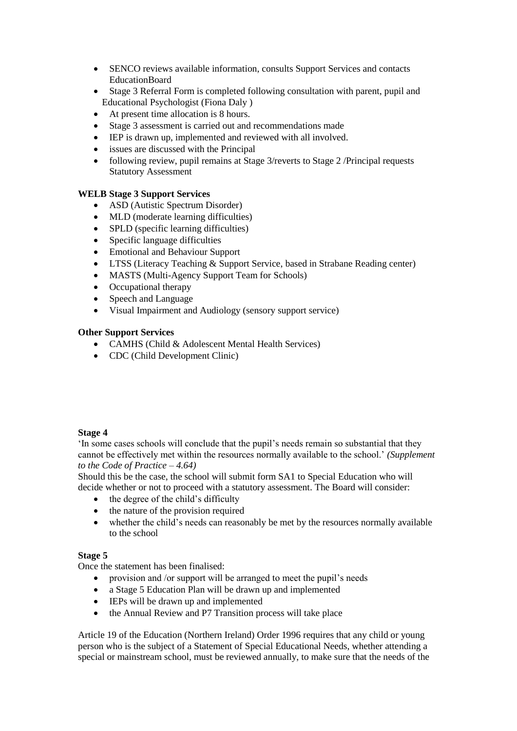- SENCO reviews available information, consults Support Services and contacts EducationBoard
- Stage 3 Referral Form is completed following consultation with parent, pupil and Educational Psychologist (Fiona Daly )
- At present time allocation is 8 hours.
- Stage 3 assessment is carried out and recommendations made
- IEP is drawn up, implemented and reviewed with all involved.
- issues are discussed with the Principal
- following review, pupil remains at Stage 3/reverts to Stage 2 /Principal requests Statutory Assessment

**WELB Stage 3 Support Services**

- ASD (Autistic Spectrum Disorder)
- MLD (moderate learning difficulties)
- SPLD (specific learning difficulties)
- Specific language difficulties
- Emotional and Behaviour Support
- LTSS (Literacy Teaching & Support Service, based in Strabane Reading center)
- MASTS (Multi-Agency Support Team for Schools)
- Occupational therapy
- Speech and Language
- Visual Impairment and Audiology (sensory support service)

**Other Support Services**

- CAMHS (Child & Adolescent Mental Health Services)
- CDC (Child Development Clinic)

**Stage 4**

'In some cases schools will conclude that the pupil's needs remain so substantial that they cannot be effectively met within the resources normally available to the school.' *(Supplement to the Code of Practice – 4.64)*

Should this be the case, the school will submit form SA1 to Special Education who will decide whether or not to proceed with a statutory assessment. The Board will consider:

- the degree of the child's difficulty
- the nature of the provision required
- whether the child's needs can reasonably be met by the resources normally available to the school

**Stage 5**

Once the statement has been finalised:

- provision and /or support will be arranged to meet the pupil's needs
- a Stage 5 Education Plan will be drawn up and implemented
- IEPs will be drawn up and implemented
- the Annual Review and P7 Transition process will take place

Article 19 of the Education (Northern Ireland) Order 1996 requires that any child or young person who is the subject of a Statement of Special Educational Needs, whether attending a special or mainstream school, must be reviewed annually, to make sure that the needs of the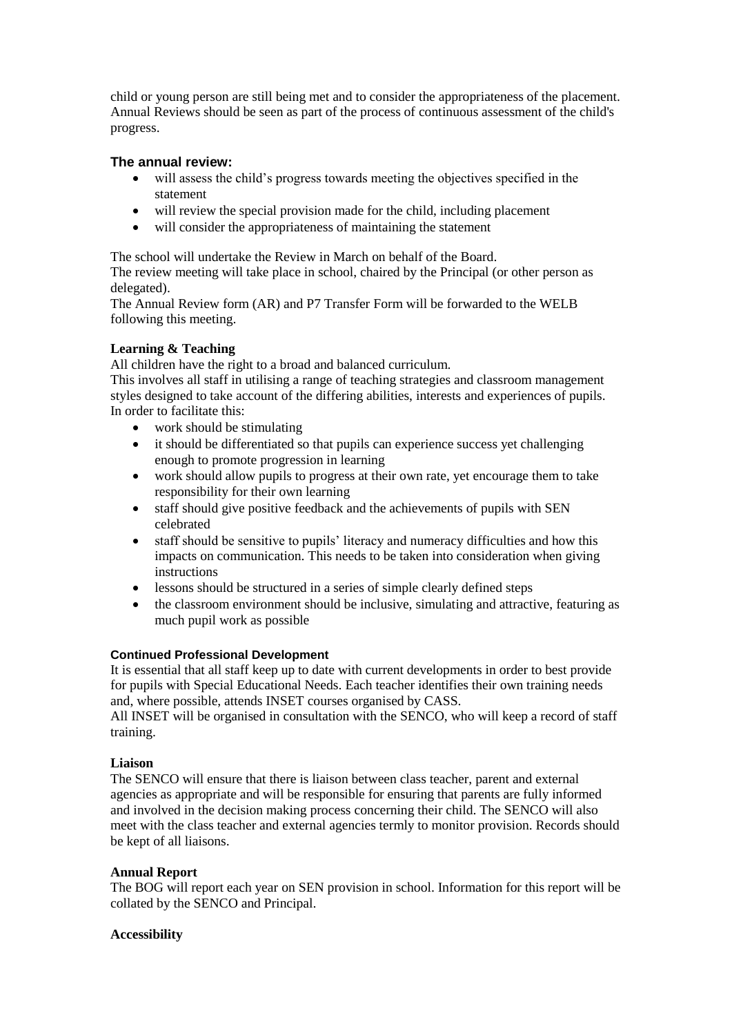child or young person are still being met and to consider the appropriateness of the placement. Annual Reviews should be seen as part of the process of continuous assessment of the child's progress.

### The annual review:

- will assess the child's progress towards meeting the objectives specified in the statement
- will review the special provision made for the child, including placement
- will consider the appropriateness of maintaining the statement

The school will undertake the Review in March on behalf of the Board.
The review meeting will take place in school, chaired by the Principal (or other person as delegated).
The Annual Review form (AR) and P7 Transfer Form will be forwarded to the WELB following this meeting.

**Learning & Teaching**

All children have the right to a broad and balanced curriculum.
This involves all staff in utilising a range of teaching strategies and classroom management styles designed to take account of the differing abilities, interests and experiences of pupils. In order to facilitate this:

- work should be stimulating
- it should be differentiated so that pupils can experience success yet challenging enough to promote progression in learning
- work should allow pupils to progress at their own rate, yet encourage them to take responsibility for their own learning
- staff should give positive feedback and the achievements of pupils with SEN celebrated
- staff should be sensitive to pupils' literacy and numeracy difficulties and how this impacts on communication. This needs to be taken into consideration when giving instructions
- lessons should be structured in a series of simple clearly defined steps
- the classroom environment should be inclusive, simulating and attractive, featuring as much pupil work as possible

**Continued Professional Development**

It is essential that all staff keep up to date with current developments in order to best provide for pupils with Special Educational Needs. Each teacher identifies their own training needs and, where possible, attends INSET courses organised by CASS.
All INSET will be organised in consultation with the SENCO, who will keep a record of staff training.

**Liaison**

The SENCO will ensure that there is liaison between class teacher, parent and external agencies as appropriate and will be responsible for ensuring that parents are fully informed and involved in the decision making process concerning their child. The SENCO will also meet with the class teacher and external agencies termly to monitor provision. Records should be kept of all liaisons.

**Annual Report**

The BOG will report each year on SEN provision in school. Information for this report will be collated by the SENCO and Principal.

**Accessibility**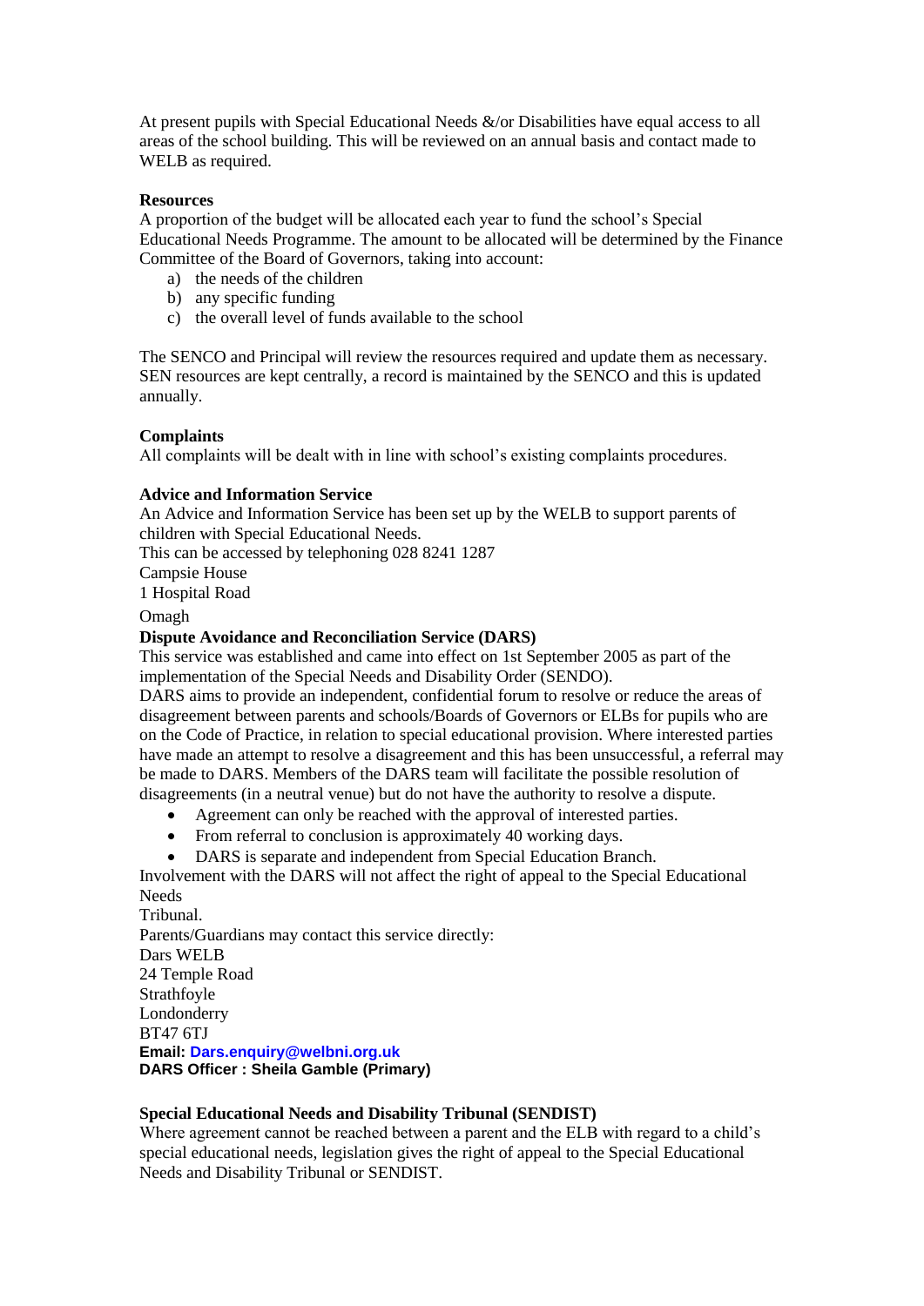At present pupils with Special Educational Needs &/or Disabilities have equal access to all areas of the school building. This will be reviewed on an annual basis and contact made to WELB as required.

**Resources**

A proportion of the budget will be allocated each year to fund the school's Special Educational Needs Programme. The amount to be allocated will be determined by the Finance Committee of the Board of Governors, taking into account:

a) the needs of the children
b) any specific funding
c) the overall level of funds available to the school

The SENCO and Principal will review the resources required and update them as necessary. SEN resources are kept centrally, a record is maintained by the SENCO and this is updated annually.

**Complaints**

All complaints will be dealt with in line with school's existing complaints procedures.

**Advice and Information Service**

An Advice and Information Service has been set up by the WELB to support parents of children with Special Educational Needs.
This can be accessed by telephoning 028 8241 1287
Campsie House
1 Hospital Road
Omagh

**Dispute Avoidance and Reconciliation Service (DARS)**

This service was established and came into effect on 1st September 2005 as part of the implementation of the Special Needs and Disability Order (SENDO).
DARS aims to provide an independent, confidential forum to resolve or reduce the areas of disagreement between parents and schools/Boards of Governors or ELBs for pupils who are on the Code of Practice, in relation to special educational provision. Where interested parties have made an attempt to resolve a disagreement and this has been unsuccessful, a referral may be made to DARS. Members of the DARS team will facilitate the possible resolution of disagreements (in a neutral venue) but do not have the authority to resolve a dispute.

- Agreement can only be reached with the approval of interested parties.
- From referral to conclusion is approximately 40 working days.
- DARS is separate and independent from Special Education Branch.

Involvement with the DARS will not affect the right of appeal to the Special Educational Needs
Tribunal.
Parents/Guardians may contact this service directly:
Dars WELB
24 Temple Road
Strathfoyle
Londonderry
BT47 6TJ
**Email: Dars.enquiry@welbni.org.uk**
**DARS Officer : Sheila Gamble (Primary)**

**Special Educational Needs and Disability Tribunal (SENDIST)**

Where agreement cannot be reached between a parent and the ELB with regard to a child's special educational needs, legislation gives the right of appeal to the Special Educational Needs and Disability Tribunal or SENDIST.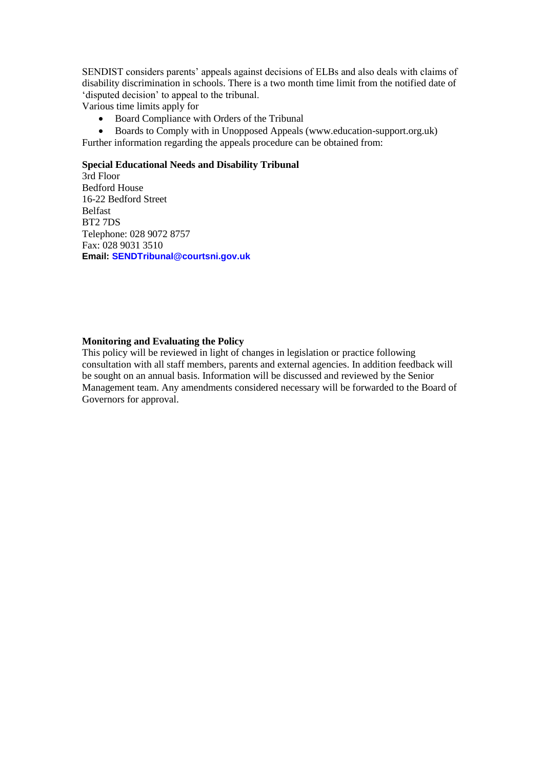SENDIST considers parents' appeals against decisions of ELBs and also deals with claims of disability discrimination in schools. There is a two month time limit from the notified date of 'disputed decision' to appeal to the tribunal.

Various time limits apply for

- Board Compliance with Orders of the Tribunal
- Boards to Comply with in Unopposed Appeals (www.education-support.org.uk)

Further information regarding the appeals procedure can be obtained from:

**Special Educational Needs and Disability Tribunal**
3rd Floor
Bedford House
16-22 Bedford Street
Belfast
BT2 7DS
Telephone: 028 9072 8757
Fax: 028 9031 3510
**Email: SENDTribunal@courtsni.gov.uk**

**Monitoring and Evaluating the Policy**

This policy will be reviewed in light of changes in legislation or practice following consultation with all staff members, parents and external agencies. In addition feedback will be sought on an annual basis. Information will be discussed and reviewed by the Senior Management team. Any amendments considered necessary will be forwarded to the Board of Governors for approval.